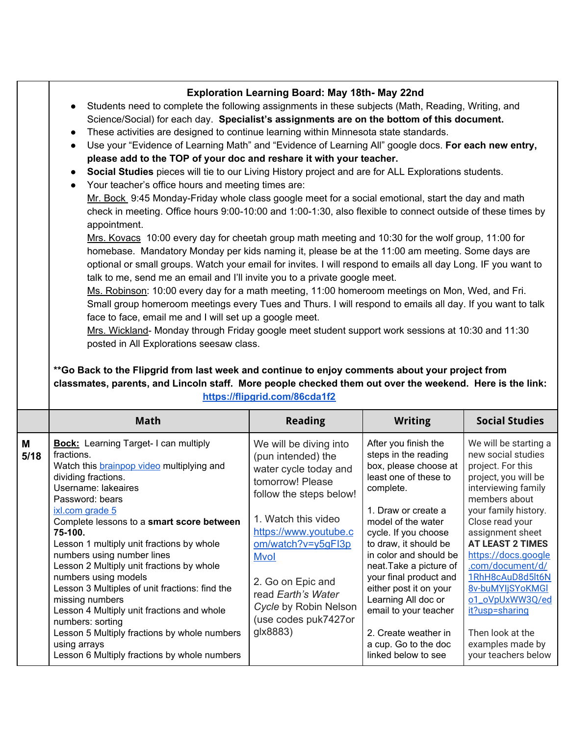**Exploration Learning Board: May 18th- May 22nd**

- Students need to complete the following assignments in these subjects (Math, Reading, Writing, and Science/Social) for each day. **Specialist's assignments are on the bottom of this document.**
- These activities are designed to continue learning within Minnesota state standards.
- Use your "Evidence of Learning Math" and "Evidence of Learning All" google docs. **For each new entry, please add to the TOP of your doc and reshare it with your teacher.**
- **Social Studies** pieces will tie to our Living History project and are for ALL Explorations students.
- Your teacher's office hours and meeting times are:
  Mr. Bock 9:45 Monday-Friday whole class google meet for a social emotional, start the day and math check in meeting. Office hours 9:00-10:00 and 1:00-1:30, also flexible to connect outside of these times by appointment.
  Mrs. Kovacs 10:00 every day for cheetah group math meeting and 10:30 for the wolf group, 11:00 for homebase. Mandatory Monday per kids naming it, please be at the 11:00 am meeting. Some days are optional or small groups. Watch your email for invites. I will respond to emails all day Long. IF you want to talk to me, send me an email and I'll invite you to a private google meet.
  Ms. Robinson: 10:00 every day for a math meeting, 11:00 homeroom meetings on Mon, Wed, and Fri. Small group homeroom meetings every Tues and Thurs. I will respond to emails all day. If you want to talk face to face, email me and I will set up a google meet.
  Mrs. Wickland- Monday through Friday google meet student support work sessions at 10:30 and 11:30 posted in All Explorations seesaw class.

**\*\*Go Back to the Flipgrid from last week and continue to enjoy comments about your project from classmates, parents, and Lincoln staff. More people checked them out over the weekend. Here is the link: https://flipgrid.com/86cda1f2**

| | Math | Reading | Writing | Social Studies |
|---|---|---|---|---|
| **M 5/18** | **Bock:** Learning Target- I can multiply fractions.<br>Watch this brainpop video multiplying and dividing fractions.<br>Username: lakeaires<br>Password: bears<br>ixl.com grade 5<br>Complete lessons to a **smart score between 75-100.**<br>Lesson 1 multiply unit fractions by whole numbers using number lines<br>Lesson 2 Multiply unit fractions by whole numbers using models<br>Lesson 3 Multiples of unit fractions: find the missing numbers<br>Lesson 4 Multiply unit fractions and whole numbers: sorting<br>Lesson 5 Multiply fractions by whole numbers using arrays<br>Lesson 6 Multiply fractions by whole numbers | We will be diving into (pun intended) the water cycle today and tomorrow! Please follow the steps below!<br><br>1. Watch this video https://www.youtube.com/watch?v=y5gFI3pMvoI<br><br>2. Go on Epic and read *Earth's Water Cycle* by Robin Nelson (use codes puk7427or glx8883) | After you finish the steps in the reading box, please choose at least one of these to complete.<br><br>1. Draw or create a model of the water cycle. If you choose to draw, it should be in color and should be neat.Take a picture of your final product and either post it on your Learning All doc or email to your teacher<br><br>2. Create weather in a cup. Go to the doc linked below to see | We will be starting a new social studies project. For this project, you will be interviewing family members about your family history. Close read your assignment sheet **AT LEAST 2 TIMES** https://docs.google.com/document/d/1RhH8cAuD8d5lt6N8v-buMYIjSYoKMGIo1_oVpUxWW3Q/edit?usp=sharing<br><br>Then look at the examples made by your teachers below |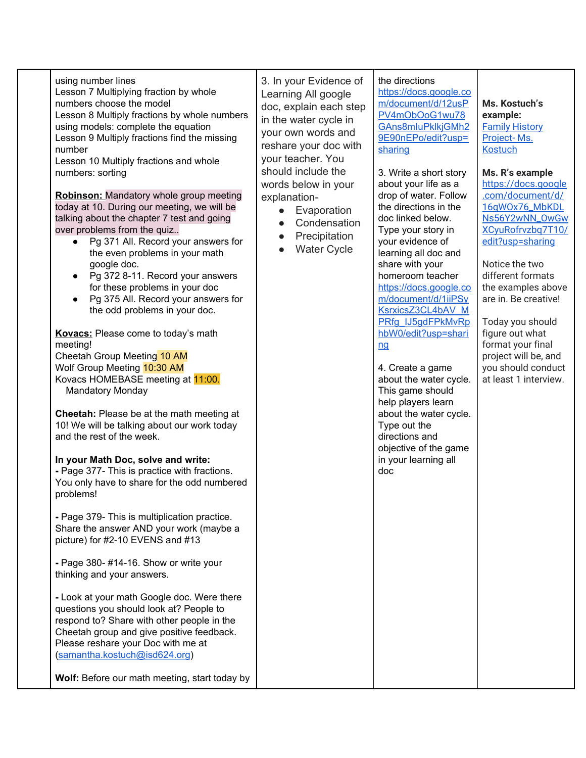| | | | | |
|---|---|---|---|---|
| | using number lines<br>Lesson 7 Multiplying fraction by whole numbers choose the model<br>Lesson 8 Multiply fractions by whole numbers using models: complete the equation<br>Lesson 9 Multiply fractions find the missing number<br>Lesson 10 Multiply fractions and whole numbers: sorting<br><br>**Robinson:** Mandatory whole group meeting today at 10. During our meeting, we will be talking about the chapter 7 test and going over problems from the quiz..<br>● Pg 371 All. Record your answers for the even problems in your math google doc.<br>● Pg 372 8-11. Record your answers for these problems in your doc<br>● Pg 375 All. Record your answers for the odd problems in your doc.<br><br>**Kovacs:** Please come to today's math meeting!<br>Cheetah Group Meeting 10 AM<br>Wolf Group Meeting 10:30 AM<br>Kovacs HOMEBASE meeting at 11:00. Mandatory Monday<br><br>**Cheetah:** Please be at the math meeting at 10! We will be talking about our work today and the rest of the week.<br><br>**In your Math Doc, solve and write:**<br>- Page 377- This is practice with fractions. You only have to share for the odd numbered problems!<br><br>- Page 379- This is multiplication practice. Share the answer AND your work (maybe a picture) for #2-10 EVENS and #13<br><br>- Page 380- #14-16. Show or write your thinking and your answers.<br><br>- Look at your math Google doc. Were there questions you should look at? People to respond to? Share with other people in the Cheetah group and give positive feedback. Please reshare your Doc with me at (samantha.kostuch@isd624.org)<br><br>**Wolf:** Before our math meeting, start today by | 3. In your Evidence of Learning All google doc, explain each step in the water cycle in your own words and reshare your doc with your teacher. You should include the words below in your explanation-<br>● Evaporation<br>● Condensation<br>● Precipitation<br>● Water Cycle | the directions<br>https://docs.google.com/document/d/12usPPV4mObOoG1wu78GAns8mIuPkIkjGMh29E90nEPo/edit?usp=sharing<br><br>3. Write a short story about your life as a drop of water. Follow the directions in the doc linked below. Type your story in your evidence of learning all doc and share with your homeroom teacher<br>https://docs.google.com/document/d/1iiPSyKsrxicsZ3CL4bAV_MPRfg_IJ5gdFPkMvRphbW0/edit?usp=sharing<br><br>4. Create a game about the water cycle. This game should help players learn about the water cycle. Type out the directions and objective of the game in your learning all doc | **Ms. Kostuch's example:**<br>Family History Project- Ms. Kostuch<br><br>**Ms. R's example**<br>https://docs.google.com/document/d/16gWOx76_MbKDLNs56Y2wNN_OwGwXCyuRofrvzbq7T10/edit?usp=sharing<br><br>Notice the two different formats the examples above are in. Be creative!<br><br>Today you should figure out what format your final project will be, and you should conduct at least 1 interview. |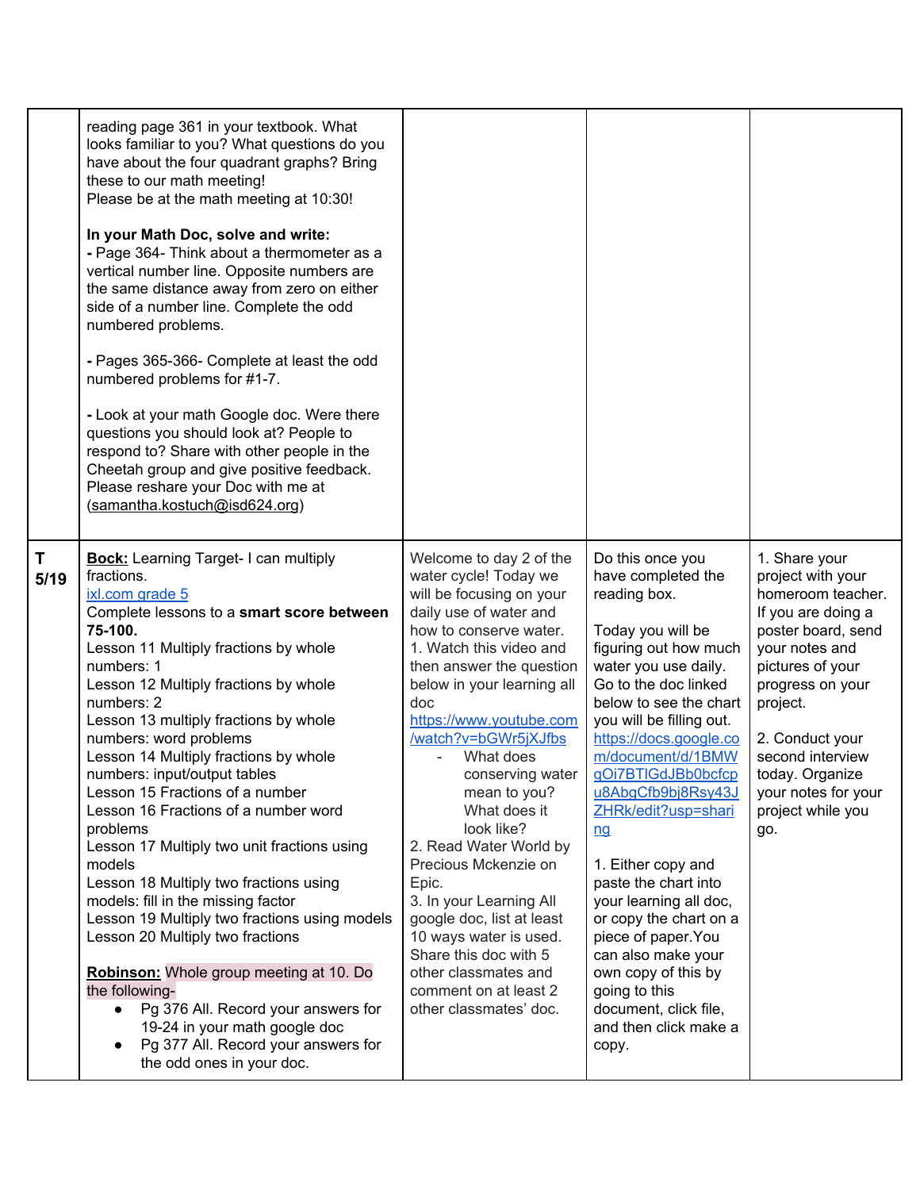| | | | | |
|---|---|---|---|---|
| | reading page 361 in your textbook. What looks familiar to you? What questions do you have about the four quadrant graphs? Bring these to our math meeting!<br>Please be at the math meeting at 10:30!<br><br>**In your Math Doc, solve and write:**<br>**-** Page 364- Think about a thermometer as a vertical number line. Opposite numbers are the same distance away from zero on either side of a number line. Complete the odd numbered problems.<br><br>**-** Pages 365-366- Complete at least the odd numbered problems for #1-7.<br><br>**-** Look at your math Google doc. Were there questions you should look at? People to respond to? Share with other people in the Cheetah group and give positive feedback. Please reshare your Doc with me at (samantha.kostuch@isd624.org) | | | |
| **T 5/19** | **Bock:** Learning Target- I can multiply fractions.<br>ixl.com grade 5<br>Complete lessons to a **smart score between 75-100.**<br>Lesson 11 Multiply fractions by whole numbers: 1<br>Lesson 12 Multiply fractions by whole numbers: 2<br>Lesson 13 multiply fractions by whole numbers: word problems<br>Lesson 14 Multiply fractions by whole numbers: input/output tables<br>Lesson 15 Fractions of a number<br>Lesson 16 Fractions of a number word problems<br>Lesson 17 Multiply two unit fractions using models<br>Lesson 18 Multiply two fractions using models: fill in the missing factor<br>Lesson 19 Multiply two fractions using models<br>Lesson 20 Multiply two fractions<br><br>**Robinson:** Whole group meeting at 10. Do the following-<br>● Pg 376 All. Record your answers for 19-24 in your math google doc<br>● Pg 377 All. Record your answers for the odd ones in your doc. | Welcome to day 2 of the water cycle! Today we will be focusing on your daily use of water and how to conserve water.<br>1. Watch this video and then answer the question below in your learning all doc<br>https://www.youtube.com/watch?v=bGWr5jXJfbs<br>- What does conserving water mean to you? What does it look like?<br>2. Read Water World by Precious Mckenzie on Epic.<br>3. In your Learning All google doc, list at least 10 ways water is used. Share this doc with 5 other classmates and comment on at least 2 other classmates' doc. | Do this once you have completed the reading box.<br><br>Today you will be figuring out how much water you use daily. Go to the doc linked below to see the chart you will be filling out.<br>https://docs.google.com/document/d/1BMWgOi7BTlGdJBb0bcfcpu8AbgCfb9bj8Rsy43JZHRk/edit?usp=sharing<br><br>1. Either copy and paste the chart into your learning all doc, or copy the chart on a piece of paper. You can also make your own copy of this by going to this document, click file, and then click make a copy. | 1. Share your project with your homeroom teacher. If you are doing a poster board, send your notes and pictures of your progress on your project.<br><br>2. Conduct your second interview today. Organize your notes for your project while you go. |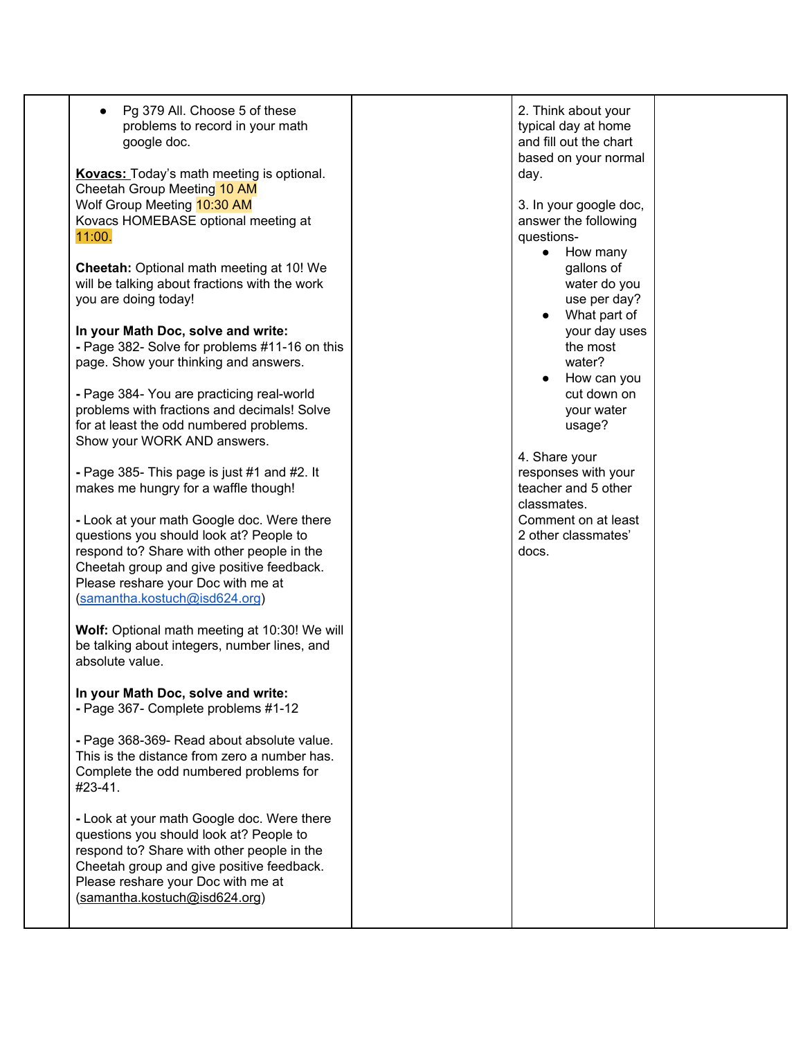| | • Pg 379 All. Choose 5 of these problems to record in your math google doc.<br><br>**Kovacs:** Today's math meeting is optional.<br>Cheetah Group Meeting 10 AM<br>Wolf Group Meeting 10:30 AM<br>Kovacs HOMEBASE optional meeting at 11:00.<br><br>**Cheetah:** Optional math meeting at 10! We will be talking about fractions with the work you are doing today!<br><br>**In your Math Doc, solve and write:**<br>**-** Page 382- Solve for problems #11-16 on this page. Show your thinking and answers.<br><br>**-** Page 384- You are practicing real-world problems with fractions and decimals! Solve for at least the odd numbered problems. Show your WORK AND answers.<br><br>**-** Page 385- This page is just #1 and #2. It makes me hungry for a waffle though!<br><br>**-** Look at your math Google doc. Were there questions you should look at? People to respond to? Share with other people in the Cheetah group and give positive feedback. Please reshare your Doc with me at (samantha.kostuch@isd624.org)<br><br>**Wolf:** Optional math meeting at 10:30! We will be talking about integers, number lines, and absolute value.<br><br>**In your Math Doc, solve and write:**<br>**-** Page 367- Complete problems #1-12<br><br>**-** Page 368-369- Read about absolute value. This is the distance from zero a number has. Complete the odd numbered problems for #23-41.<br><br>**-** Look at your math Google doc. Were there questions you should look at? People to respond to? Share with other people in the Cheetah group and give positive feedback. Please reshare your Doc with me at (samantha.kostuch@isd624.org) | | 2. Think about your typical day at home and fill out the chart based on your normal day.<br><br>3. In your google doc, answer the following questions-<br>• How many gallons of water do you use per day?<br>• What part of your day uses the most water?<br>• How can you cut down on your water usage?<br><br>4. Share your responses with your teacher and 5 other classmates.<br>Comment on at least 2 other classmates' docs. | |
|---|---|---|---|---|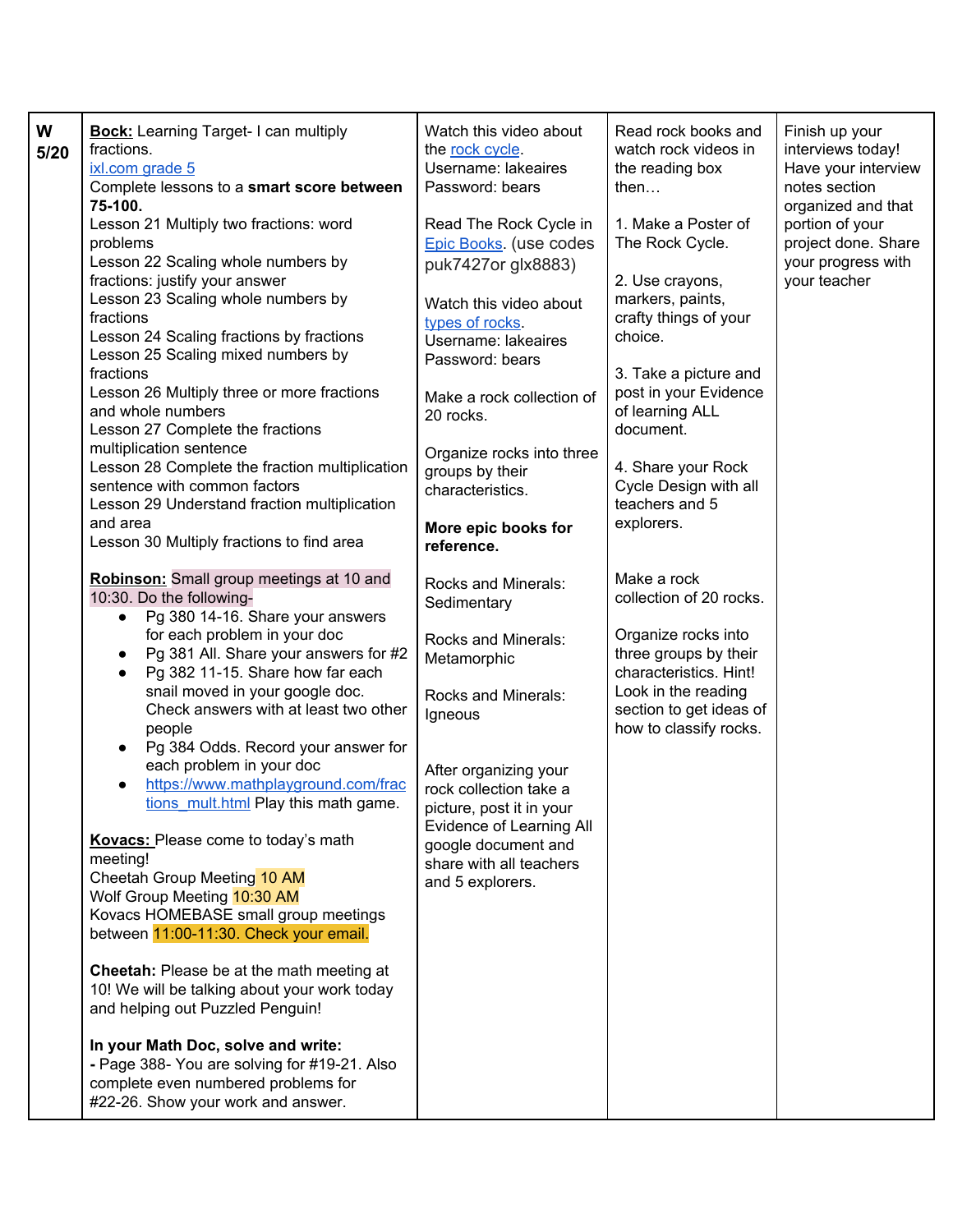| W 5/20 | **Bock:** Learning Target- I can multiply fractions.<br>ixl.com grade 5<br>Complete lessons to a **smart score between 75-100.**<br>Lesson 21 Multiply two fractions: word problems<br>Lesson 22 Scaling whole numbers by fractions: justify your answer<br>Lesson 23 Scaling whole numbers by fractions<br>Lesson 24 Scaling fractions by fractions<br>Lesson 25 Scaling mixed numbers by fractions<br>Lesson 26 Multiply three or more fractions and whole numbers<br>Lesson 27 Complete the fractions multiplication sentence<br>Lesson 28 Complete the fraction multiplication sentence with common factors<br>Lesson 29 Understand fraction multiplication and area<br>Lesson 30 Multiply fractions to find area<br><br>**Robinson:** Small group meetings at 10 and 10:30. Do the following-<br>• Pg 380 14-16. Share your answers for each problem in your doc<br>• Pg 381 All. Share your answers for #2<br>• Pg 382 11-15. Share how far each snail moved in your google doc. Check answers with at least two other people<br>• Pg 384 Odds. Record your answer for each problem in your doc<br>• https://www.mathplayground.com/fractions_mult.html Play this math game.<br><br>**Kovacs:** Please come to today's math meeting!<br>Cheetah Group Meeting 10 AM<br>Wolf Group Meeting 10:30 AM<br>Kovacs HOMEBASE small group meetings between 11:00-11:30. Check your email.<br><br>**Cheetah:** Please be at the math meeting at 10! We will be talking about your work today and helping out Puzzled Penguin!<br><br>**In your Math Doc, solve and write:**<br>**-** Page 388- You are solving for #19-21. Also complete even numbered problems for #22-26. Show your work and answer. | Watch this video about the rock cycle.<br>Username: lakeaires<br>Password: bears<br><br>Read The Rock Cycle in Epic Books. (use codes puk7427or glx8883)<br><br>Watch this video about types of rocks.<br>Username: lakeaires<br>Password: bears<br><br>Make a rock collection of 20 rocks.<br><br>Organize rocks into three groups by their characteristics.<br><br>**More epic books for reference.**<br><br>Rocks and Minerals: Sedimentary<br><br>Rocks and Minerals: Metamorphic<br><br>Rocks and Minerals: Igneous<br><br>After organizing your rock collection take a picture, post it in your Evidence of Learning All google document and share with all teachers and 5 explorers. | Read rock books and watch rock videos in the reading box then…<br><br>1. Make a Poster of The Rock Cycle.<br><br>2. Use crayons, markers, paints, crafty things of your choice.<br><br>3. Take a picture and post in your Evidence of learning ALL document.<br><br>4. Share your Rock Cycle Design with all teachers and 5 explorers.<br><br>Make a rock collection of 20 rocks.<br><br>Organize rocks into three groups by their characteristics. Hint! Look in the reading section to get ideas of how to classify rocks. | Finish up your interviews today! Have your interview notes section organized and that portion of your project done. Share your progress with your teacher |
|---|---|---|---|---|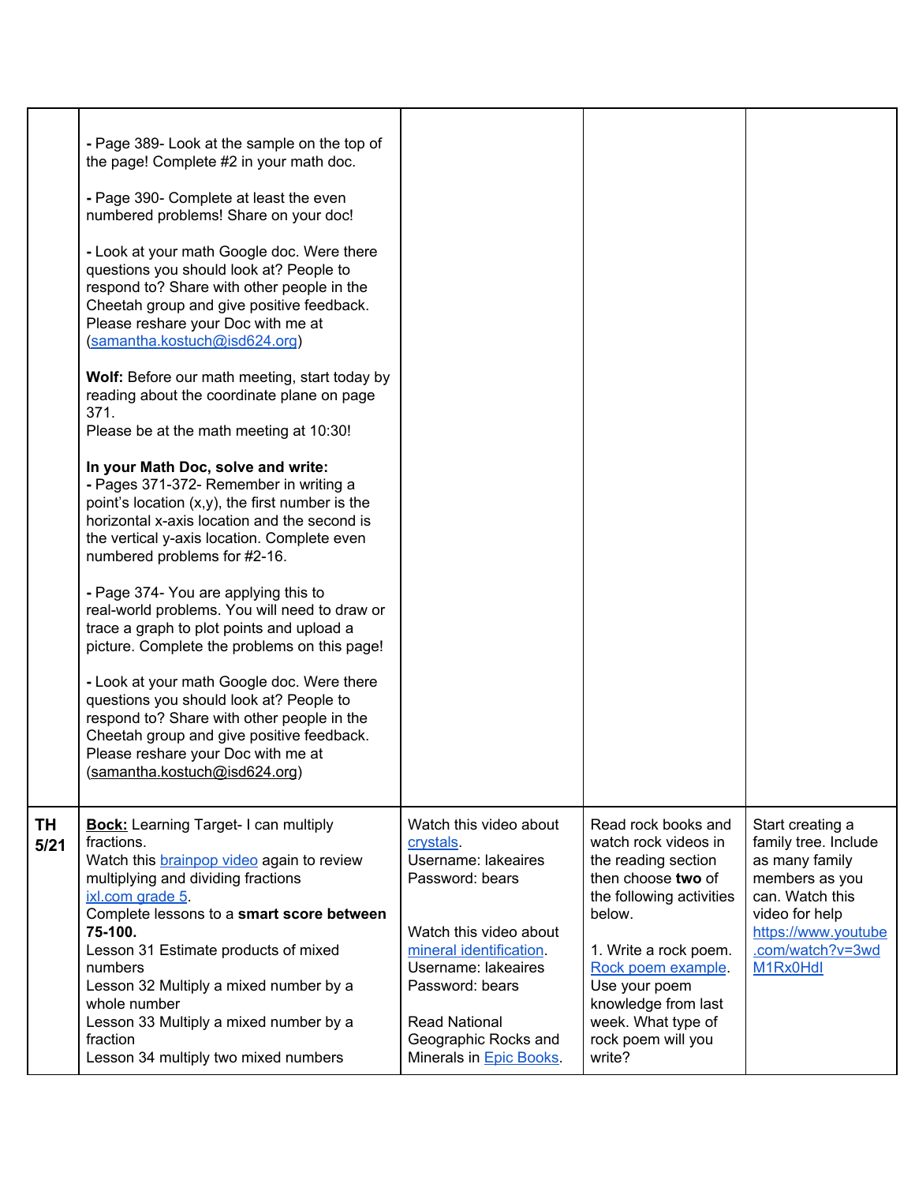| | | | | |
|---|---|---|---|---|
| | **-** Page 389- Look at the sample on the top of the page! Complete #2 in your math doc.<br><br>**-** Page 390- Complete at least the even numbered problems! Share on your doc!<br><br>**-** Look at your math Google doc. Were there questions you should look at? People to respond to? Share with other people in the Cheetah group and give positive feedback. Please reshare your Doc with me at (samantha.kostuch@isd624.org)<br><br>**Wolf:** Before our math meeting, start today by reading about the coordinate plane on page 371.<br>Please be at the math meeting at 10:30!<br><br>**In your Math Doc, solve and write:**<br>**-** Pages 371-372- Remember in writing a point's location (x,y), the first number is the horizontal x-axis location and the second is the vertical y-axis location. Complete even numbered problems for #2-16.<br><br>**-** Page 374- You are applying this to real-world problems. You will need to draw or trace a graph to plot points and upload a picture. Complete the problems on this page!<br><br>**-** Look at your math Google doc. Were there questions you should look at? People to respond to? Share with other people in the Cheetah group and give positive feedback. Please reshare your Doc with me at (samantha.kostuch@isd624.org) | | | |
| **TH 5/21** | **Bock:** Learning Target- I can multiply fractions.<br>Watch this brainpop video again to review multiplying and dividing fractions<br>ixl.com grade 5.<br>Complete lessons to a **smart score between 75-100.**<br>Lesson 31 Estimate products of mixed numbers<br>Lesson 32 Multiply a mixed number by a whole number<br>Lesson 33 Multiply a mixed number by a fraction<br>Lesson 34 multiply two mixed numbers | Watch this video about crystals.<br>Username: lakeaires<br>Password: bears<br><br>Watch this video about mineral identification.<br>Username: lakeaires<br>Password: bears<br><br>Read National Geographic Rocks and Minerals in Epic Books. | Read rock books and watch rock videos in the reading section then choose **two** of the following activities below.<br><br>1. Write a rock poem. Rock poem example. Use your poem knowledge from last week. What type of rock poem will you write? | Start creating a family tree. Include as many family members as you can. Watch this video for help https://www.youtube.com/watch?v=3wdM1Rx0HdI |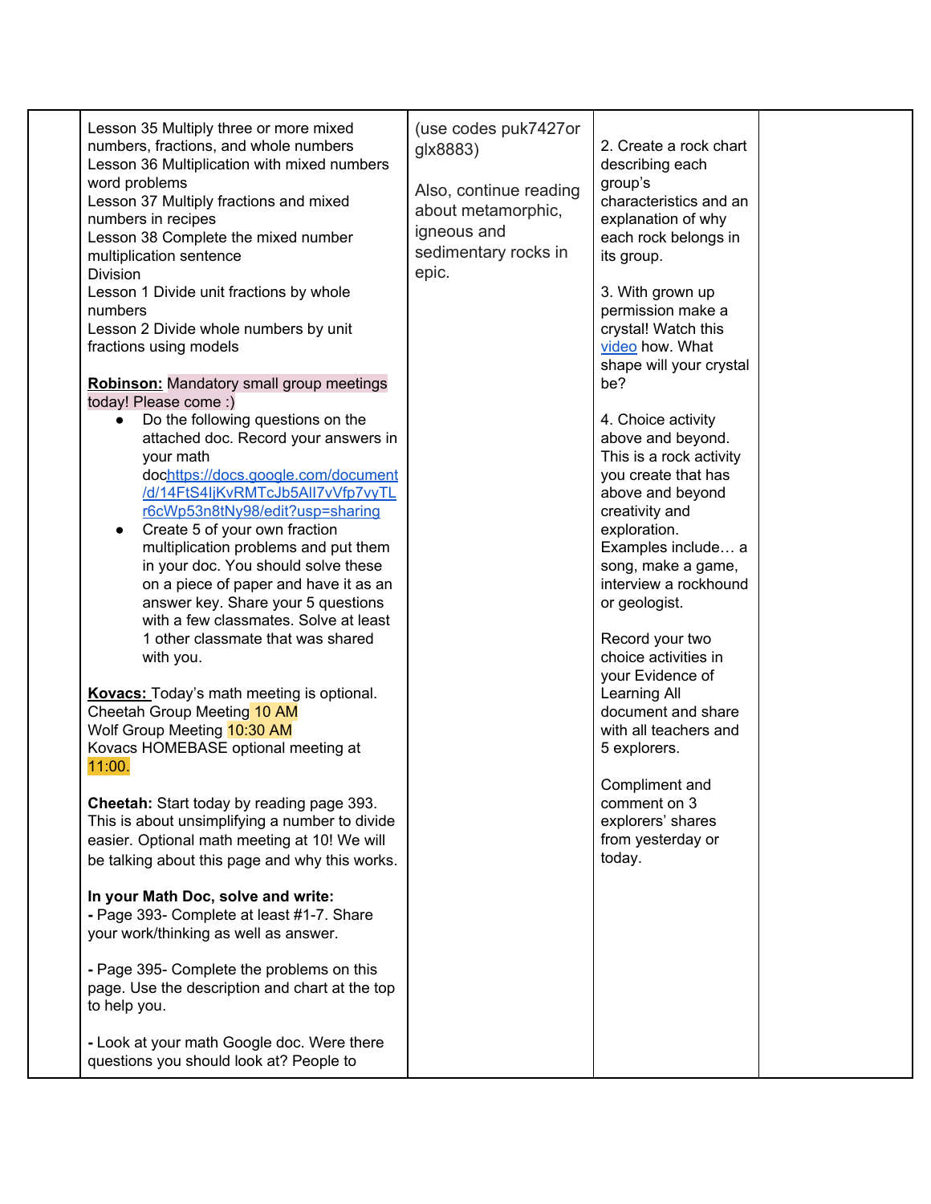| | | | | |
|---|---|---|---|---|
| | Lesson 35 Multiply three or more mixed numbers, fractions, and whole numbers<br>Lesson 36 Multiplication with mixed numbers word problems<br>Lesson 37 Multiply fractions and mixed numbers in recipes<br>Lesson 38 Complete the mixed number multiplication sentence<br>Division<br>Lesson 1 Divide unit fractions by whole numbers<br>Lesson 2 Divide whole numbers by unit fractions using models<br><br>**Robinson:** Mandatory small group meetings today! Please come :)<br>● Do the following questions on the attached doc. Record your answers in your math dochttps://docs.google.com/document/d/14FtS4IjKvRMTcJb5AlI7vVfp7vyTLr6cWp53n8tNy98/edit?usp=sharing<br>● Create 5 of your own fraction multiplication problems and put them in your doc. You should solve these on a piece of paper and have it as an answer key. Share your 5 questions with a few classmates. Solve at least 1 other classmate that was shared with you.<br><br>**Kovacs:** Today's math meeting is optional.<br>Cheetah Group Meeting 10 AM<br>Wolf Group Meeting 10:30 AM<br>Kovacs HOMEBASE optional meeting at 11:00.<br><br>**Cheetah:** Start today by reading page 393. This is about unsimplifying a number to divide easier. Optional math meeting at 10! We will be talking about this page and why this works.<br><br>**In your Math Doc, solve and write:**<br>**-** Page 393- Complete at least #1-7. Share your work/thinking as well as answer.<br><br>**-** Page 395- Complete the problems on this page. Use the description and chart at the top to help you.<br><br>**-** Look at your math Google doc. Were there questions you should look at? People to | (use codes puk7427or glx8883)<br><br>Also, continue reading about metamorphic, igneous and sedimentary rocks in epic. | 2. Create a rock chart describing each group's characteristics and an explanation of why each rock belongs in its group.<br><br>3. With grown up permission make a crystal! Watch this video how. What shape will your crystal be?<br><br>4. Choice activity above and beyond. This is a rock activity you create that has above and beyond creativity and exploration. Examples include… a song, make a game, interview a rockhound or geologist.<br><br>Record your two choice activities in your Evidence of Learning All document and share with all teachers and 5 explorers.<br><br>Compliment and comment on 3 explorers' shares from yesterday or today. | |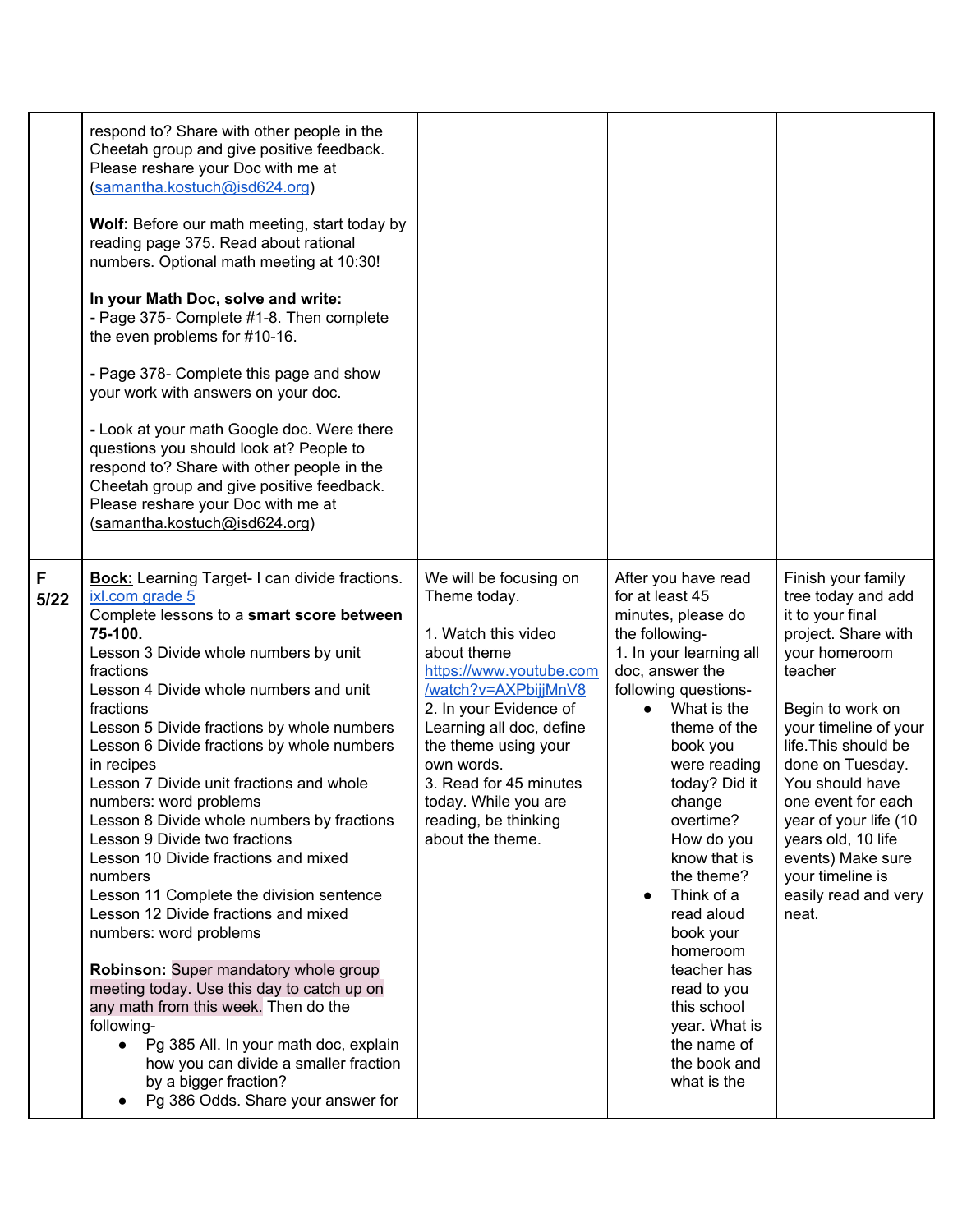| | | | | |
|---|---|---|---|---|
| | respond to? Share with other people in the Cheetah group and give positive feedback. Please reshare your Doc with me at (samantha.kostuch@isd624.org)<br><br>**Wolf:** Before our math meeting, start today by reading page 375. Read about rational numbers. Optional math meeting at 10:30!<br><br>**In your Math Doc, solve and write:**<br>**-** Page 375- Complete #1-8. Then complete the even problems for #10-16.<br><br>**-** Page 378- Complete this page and show your work with answers on your doc.<br><br>**-** Look at your math Google doc. Were there questions you should look at? People to respond to? Share with other people in the Cheetah group and give positive feedback. Please reshare your Doc with me at (samantha.kostuch@isd624.org) | | | |
| **F 5/22** | **Bock:** Learning Target- I can divide fractions.<br>ixl.com grade 5<br>Complete lessons to a **smart score between 75-100.**<br>Lesson 3 Divide whole numbers by unit fractions<br>Lesson 4 Divide whole numbers and unit fractions<br>Lesson 5 Divide fractions by whole numbers<br>Lesson 6 Divide fractions by whole numbers in recipes<br>Lesson 7 Divide unit fractions and whole numbers: word problems<br>Lesson 8 Divide whole numbers by fractions<br>Lesson 9 Divide two fractions<br>Lesson 10 Divide fractions and mixed numbers<br>Lesson 11 Complete the division sentence<br>Lesson 12 Divide fractions and mixed numbers: word problems<br><br>**Robinson:** Super mandatory whole group meeting today. Use this day to catch up on any math from this week. Then do the following-<br>• Pg 385 All. In your math doc, explain how you can divide a smaller fraction by a bigger fraction?<br>• Pg 386 Odds. Share your answer for | We will be focusing on Theme today.<br><br>1. Watch this video about theme https://www.youtube.com/watch?v=AXPbijjMnV8<br>2. In your Evidence of Learning all doc, define the theme using your own words.<br>3. Read for 45 minutes today. While you are reading, be thinking about the theme. | After you have read for at least 45 minutes, please do the following-<br>1. In your learning all doc, answer the following questions-<br>• What is the theme of the book you were reading today? Did it change overtime? How do you know that is the theme?<br>• Think of a read aloud book your homeroom teacher has read to you this school year. What is the name of the book and what is the | Finish your family tree today and add it to your final project. Share with your homeroom teacher<br><br>Begin to work on your timeline of your life. This should be done on Tuesday. You should have one event for each year of your life (10 years old, 10 life events) Make sure your timeline is easily read and very neat. |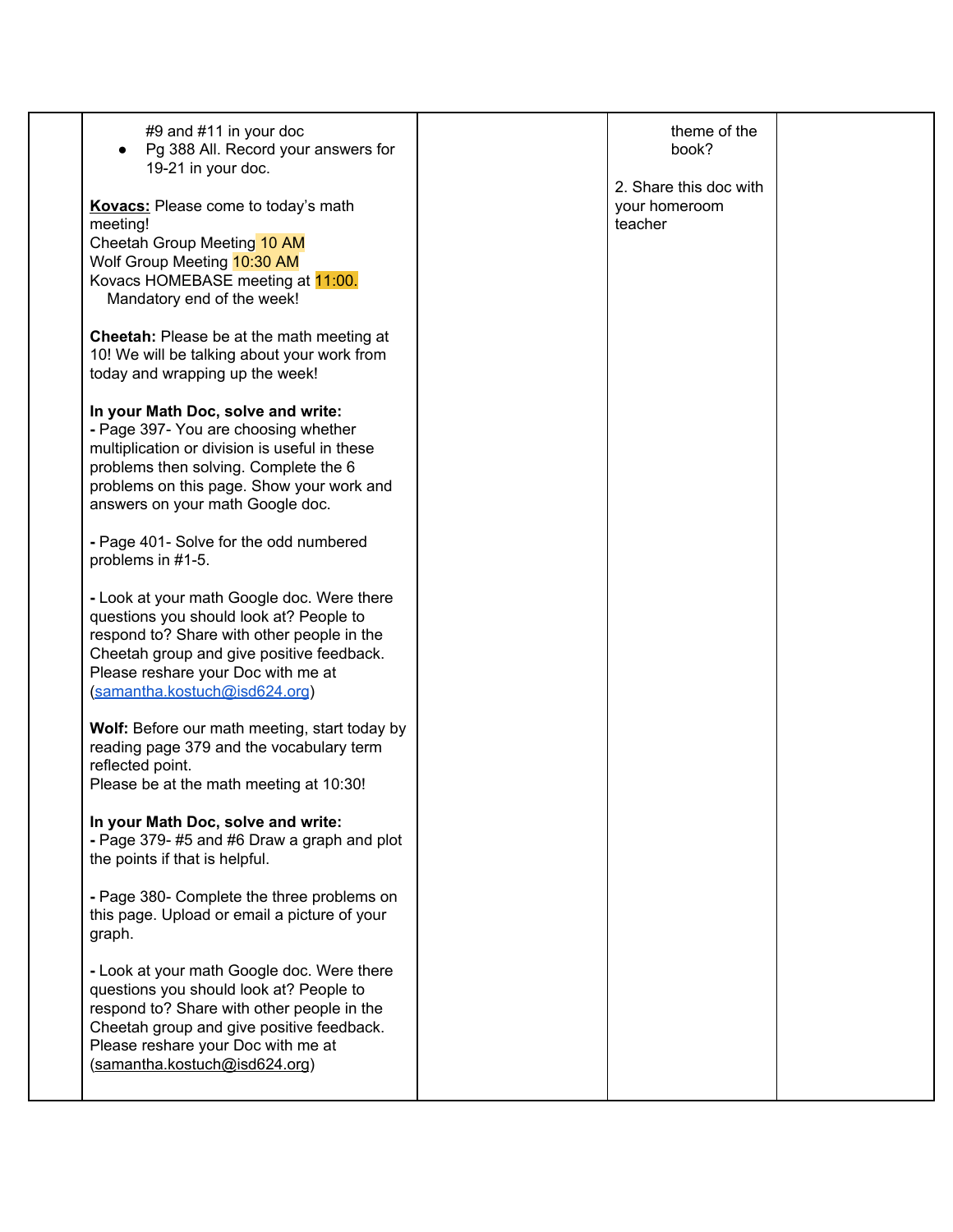| | | | | |
|---|---|---|---|---|
| | #9 and #11 in your doc<br>• Pg 388 All. Record your answers for 19-21 in your doc.<br><br>**Kovacs:** Please come to today's math meeting!<br>Cheetah Group Meeting 10 AM<br>Wolf Group Meeting 10:30 AM<br>Kovacs HOMEBASE meeting at 11:00. Mandatory end of the week!<br><br>**Cheetah:** Please be at the math meeting at 10! We will be talking about your work from today and wrapping up the week!<br><br>**In your Math Doc, solve and write:**<br>- Page 397- You are choosing whether multiplication or division is useful in these problems then solving. Complete the 6 problems on this page. Show your work and answers on your math Google doc.<br><br>- Page 401- Solve for the odd numbered problems in #1-5.<br><br>- Look at your math Google doc. Were there questions you should look at? People to respond to? Share with other people in the Cheetah group and give positive feedback. Please reshare your Doc with me at (samantha.kostuch@isd624.org)<br><br>**Wolf:** Before our math meeting, start today by reading page 379 and the vocabulary term reflected point.<br>Please be at the math meeting at 10:30!<br><br>**In your Math Doc, solve and write:**<br>- Page 379- #5 and #6 Draw a graph and plot the points if that is helpful.<br><br>- Page 380- Complete the three problems on this page. Upload or email a picture of your graph.<br><br>- Look at your math Google doc. Were there questions you should look at? People to respond to? Share with other people in the Cheetah group and give positive feedback. Please reshare your Doc with me at (samantha.kostuch@isd624.org) | | theme of the book?<br><br>2. Share this doc with your homeroom teacher | |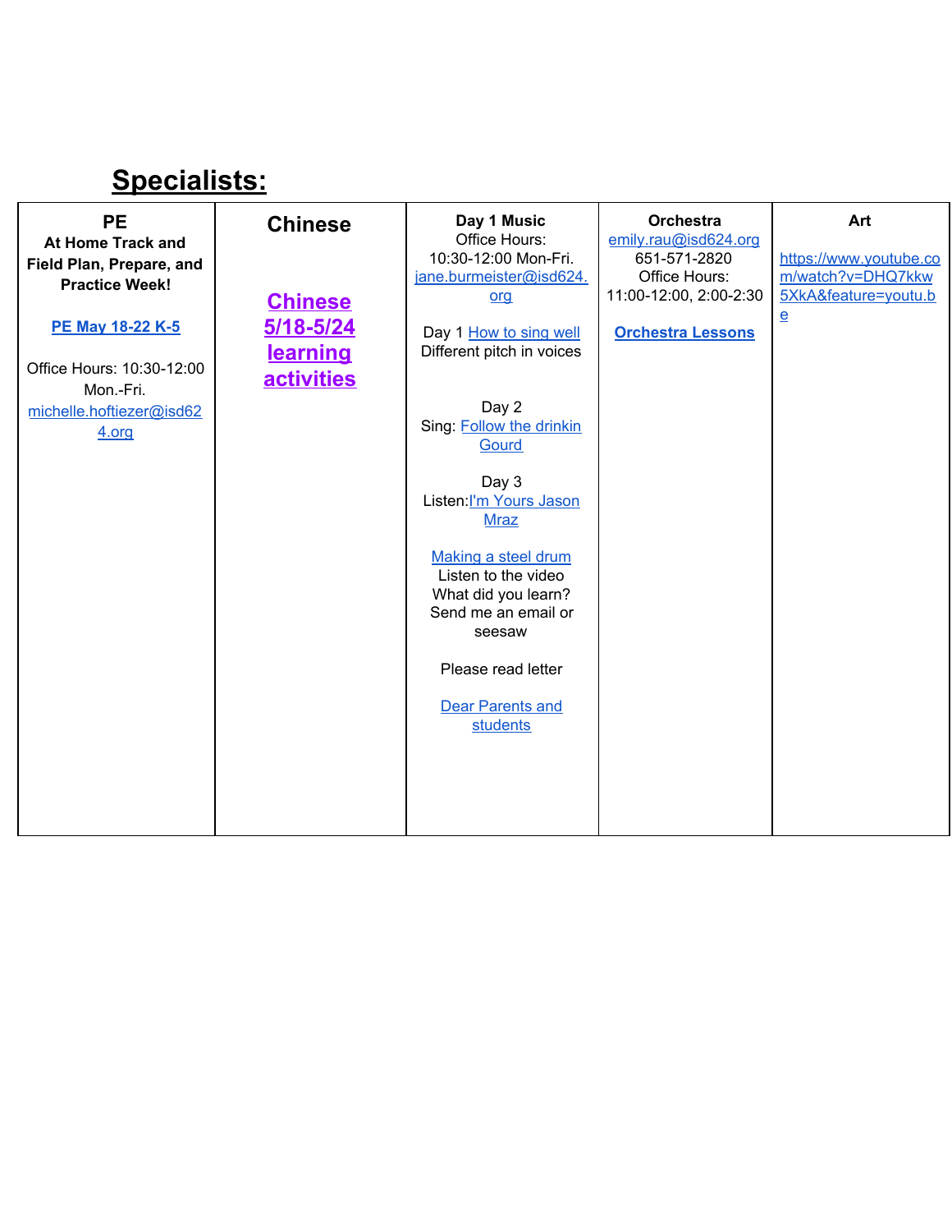## Specialists:

| PE | Chinese | Day 1 Music | Orchestra | Art |
|---|---|---|---|---|
| **At Home Track and Field Plan, Prepare, and Practice Week!**<br><br>**PE May 18-22 K-5**<br><br>Office Hours: 10:30-12:00 Mon.-Fri.<br>michelle.hoftiezer@isd624.org | **Chinese 5/18-5/24 learning activities** | Office Hours:<br>10:30-12:00 Mon-Fri.<br>jane.burmeister@isd624.org<br><br>Day 1 How to sing well<br>Different pitch in voices<br><br>Day 2<br>Sing: Follow the drinkin Gourd<br><br>Day 3<br>Listen:I'm Yours Jason Mraz<br><br>Making a steel drum<br>Listen to the video<br>What did you learn?<br>Send me an email or seesaw<br><br>Please read letter<br><br>Dear Parents and students | emily.rau@isd624.org<br>651-571-2820<br>Office Hours:<br>11:00-12:00, 2:00-2:30<br><br>**Orchestra Lessons** | https://www.youtube.com/watch?v=DHQ7kkw5XkA&feature=youtu.be |